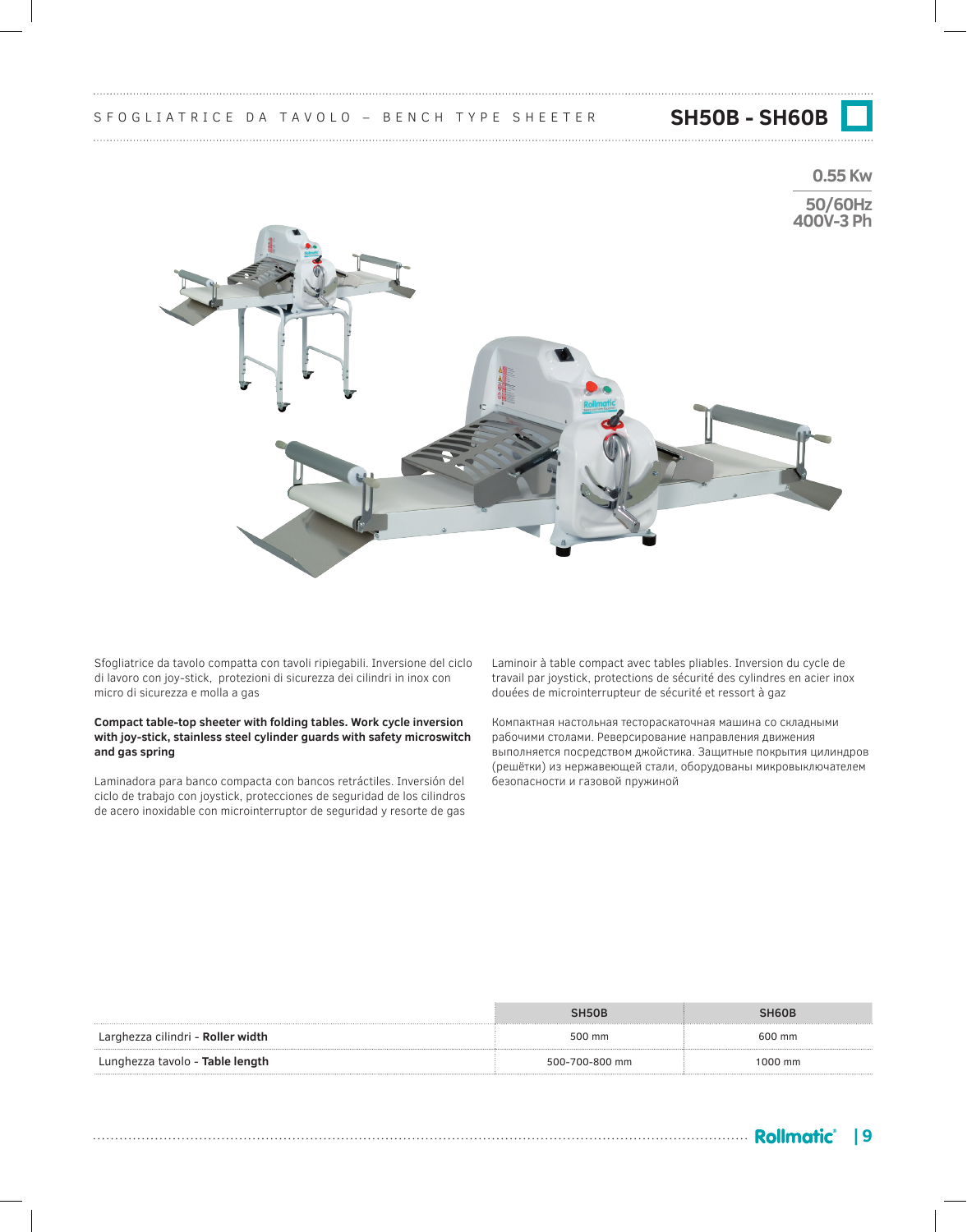# SFOGLIATRICE DA TAVOLO – BENCH TYPE SHEETER

## SH50B - SH60B

**0.55 Kw**

**50/60Hz**
**400V-3 Ph**

Sfogliatrice da tavolo compatta con tavoli ripiegabili. Inversione del ciclo di lavoro con joy-stick, protezioni di sicurezza dei cilindri in inox con micro di sicurezza e molla a gas

**Compact table-top sheeter with folding tables. Work cycle inversion with joy-stick, stainless steel cylinder guards with safety microswitch and gas spring**

Laminadora para banco compacta con bancos retráctiles. Inversión del ciclo de trabajo con joystick, protecciones de seguridad de los cilindros de acero inoxidable con microinterruptor de seguridad y resorte de gas

Laminoir à table compact avec tables pliables. Inversion du cycle de travail par joystick, protections de sécurité des cylindres en acier inox douées de microinterrupteur de sécurité et ressort à gaz

Компактная настольная тестораскаточная машина со складными рабочими столами. Реверсирование направления движения выполняется посредством джойстика. Защитные покрытия цилиндров (решётки) из нержавеющей стали, оборудованы микровыключателем безопасности и газовой пружиной

| | SH50B | SH60B |
|---|---|---|
| Larghezza cilindri - **Roller width** | 500 mm | 600 mm |
| Lunghezza tavolo - **Table length** | 500-700-800 mm | 1000 mm |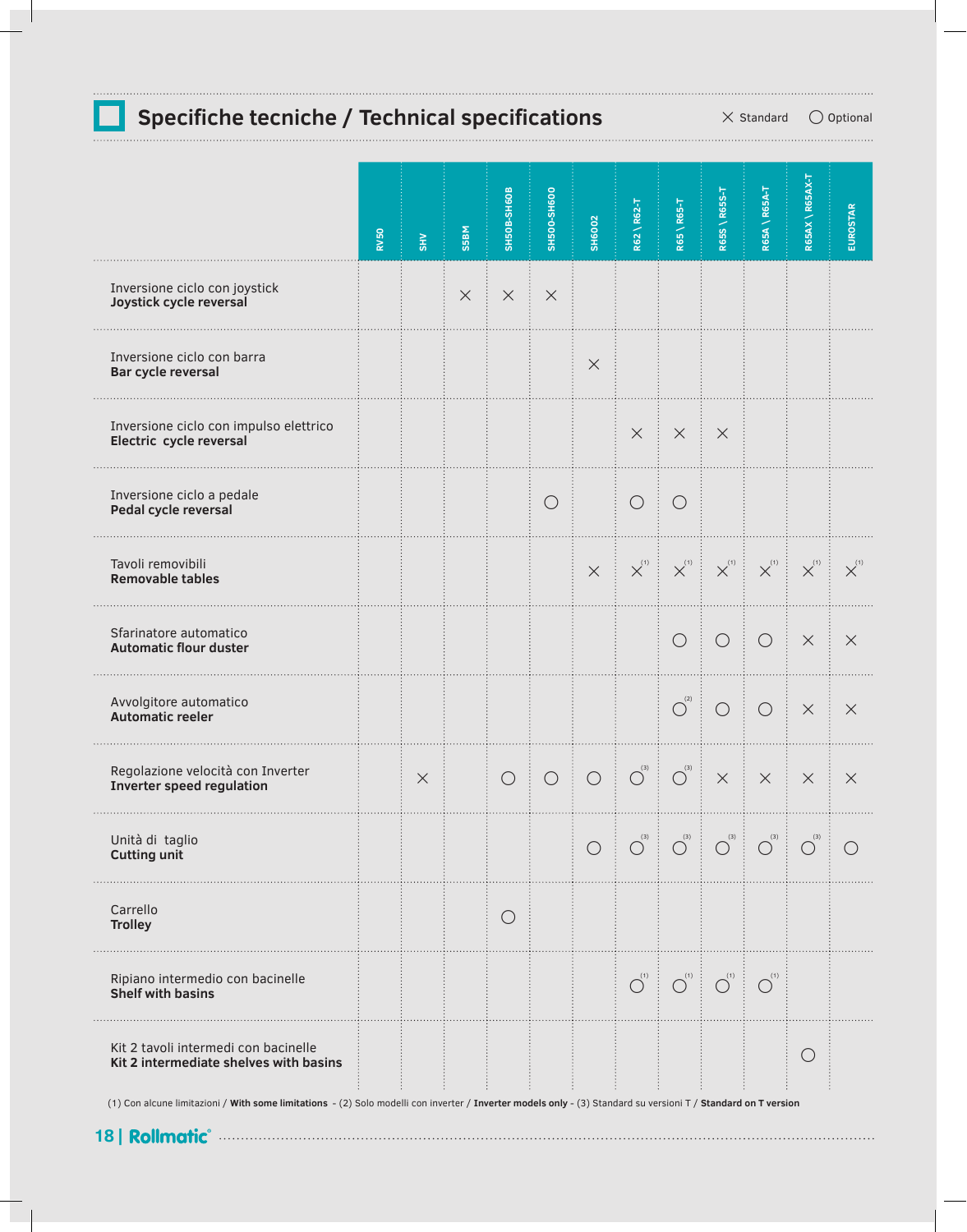## Specifiche tecniche / Technical specifications

× Standard ○ Optional

| | RV50 | SHV | S5BM | SH50B-SH60B | SH500-SH600 | SH6002 | R62 \ R62-T | R65 \ R65-T | R65S \ R65S-T | R65A \ R65A-T | R65AX \ R65AX-T | EUROSTAR |
|---|---|---|---|---|---|---|---|---|---|---|---|---|
| Inversione ciclo con joystick **Joystick cycle reversal** | | | × | × | × | | | | | | | |
| Inversione ciclo con barra **Bar cycle reversal** | | | | | | × | | | | | | |
| Inversione ciclo con impulso elettrico **Electric cycle reversal** | | | | | | | × | × | × | | | |
| Inversione ciclo a pedale **Pedal cycle reversal** | | | | | ○ | | ○ | ○ | | | | |
| Tavoli removibili **Removable tables** | | | | | | × | × (1) | × (1) | × (1) | × (1) | × (1) | × (1) |
| Sfarinatore automatico **Automatic flour duster** | | | | | | | | ○ | ○ | ○ | × | × |
| Avvolgitore automatico **Automatic reeler** | | | | | | | | ○ (2) | ○ | ○ | × | × |
| Regolazione velocità con Inverter **Inverter speed regulation** | | × | | ○ | ○ | ○ | ○ (3) | ○ (3) | × | × | × | × |
| Unità di taglio **Cutting unit** | | | | | | ○ | ○ (3) | ○ (3) | ○ (3) | ○ (3) | ○ (3) | ○ |
| Carrello **Trolley** | | | | ○ | | | | | | | | |
| Ripiano intermedio con bacinelle **Shelf with basins** | | | | | | | ○ (1) | ○ (1) | ○ (1) | ○ (1) | | |
| Kit 2 tavoli intermedi con bacinelle **Kit 2 intermediate shelves with basins** | | | | | | | | | | | ○ | |

(1) Con alcune limitazioni / **With some limitations** - (2) Solo modelli con inverter / **Inverter models only** - (3) Standard su versioni T / **Standard on T version**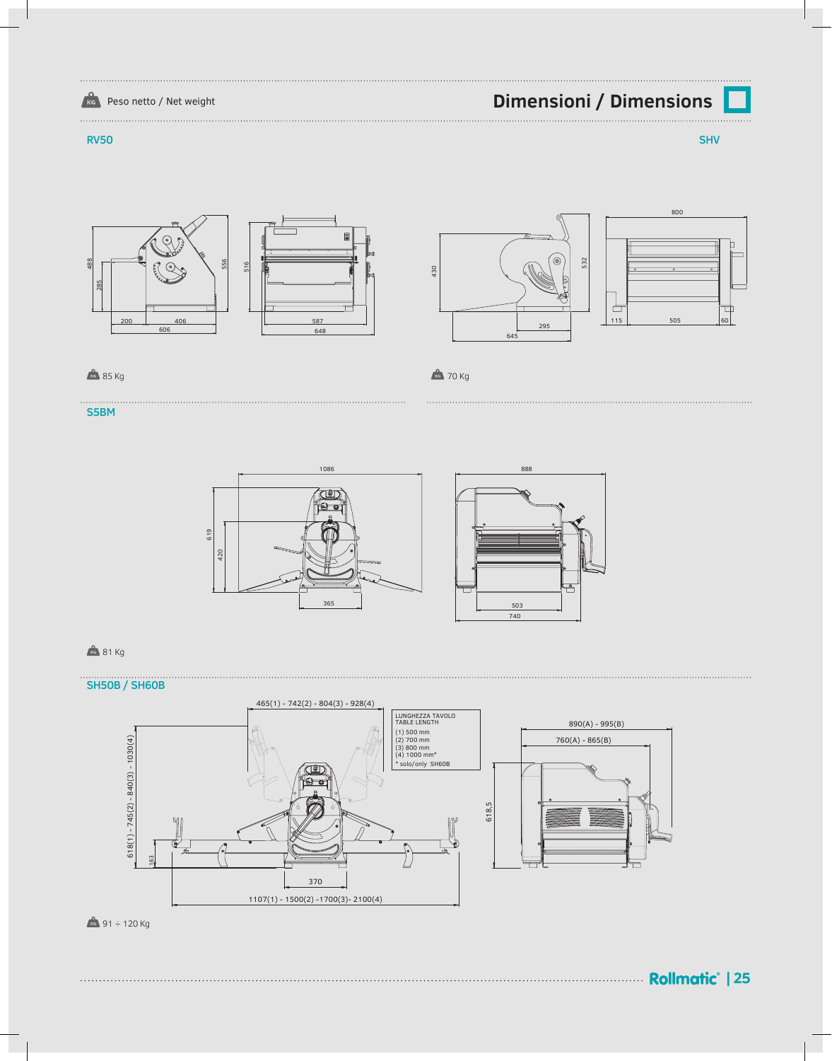Peso netto / Net weight

# Dimensioni / Dimensions

## RV50

488
285
200
406
606
556
516
587
648

85 Kg

## SHV

430
532
295
645
800
115
505
60

70 Kg

## S5BM

1086
619
420
365
888
503
740

81 Kg

## SH50B / SH60B

465(1) - 742(2) - 804(3) - 928(4)

LUNGHEZZA TAVOLO
TABLE LENGTH
(1) 500 mm
(2) 700 mm
(3) 800 mm
(4) 1000 mm*
* solo/only SH60B

618(1) - 745(2) - 840(3) - 1030(4)
163
370
1107(1) - 1500(2) -1700(3)- 2100(4)

890(A) - 995(B)
760(A) - 865(B)
618,5

91 ÷ 120 Kg